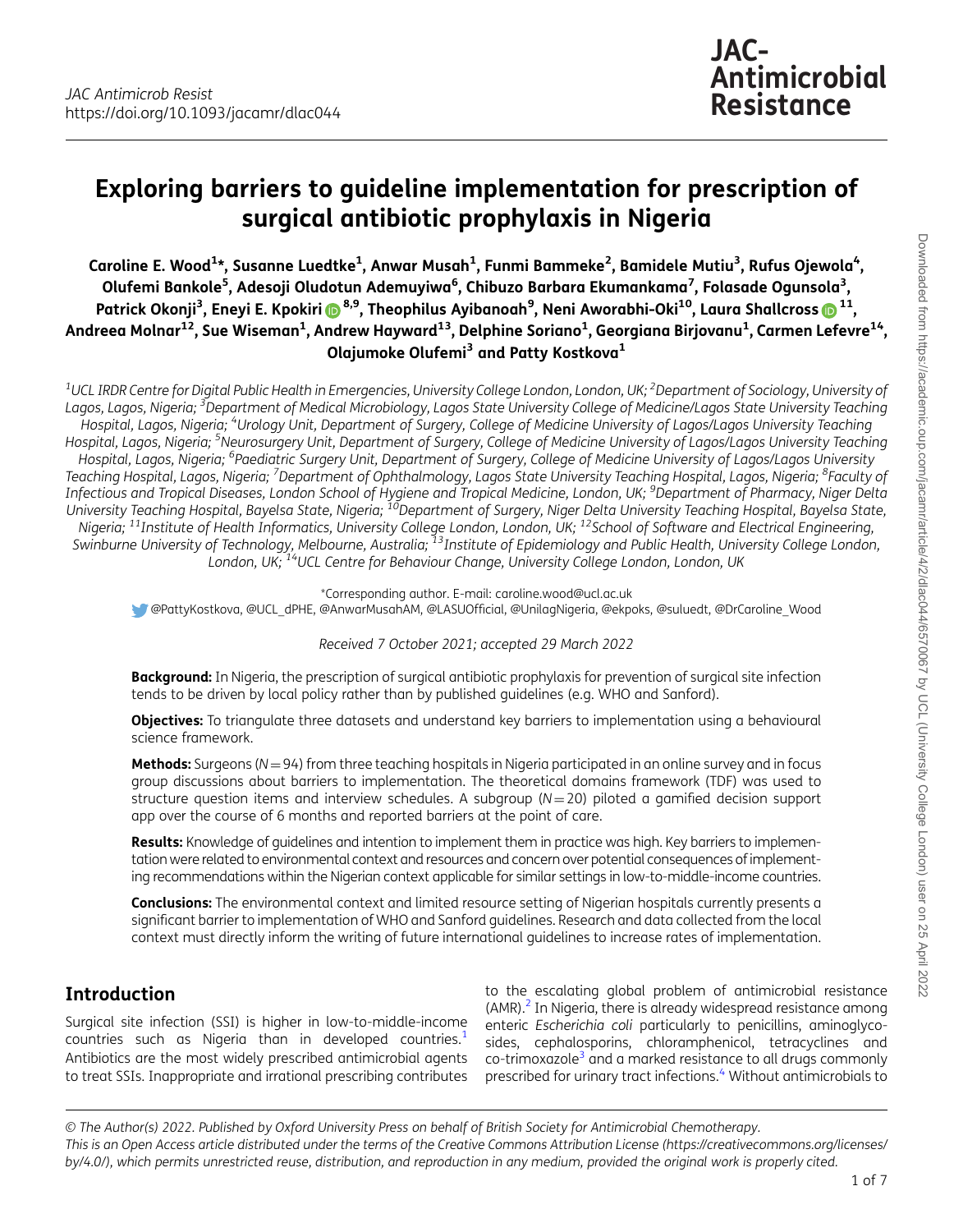# Exploring barriers to guideline implementation for prescription of surgical antibiotic prophylaxis in Nigeria

**Caroline E. Wood[1]*, Susanne Luedtke[1], Anwar Musah[1], Funmi Bammeke[2], Bamidele Mutiu[3], Rufus Ojewola[4], Olufemi Bankole[5], Adesoji Oludotun Ademuyiwa[6], Chibuzo Barbara Ekumankama[7], Folasade Ogunsola[3], Patrick Okonji[3], Eneyi E. Kpokiri[8,9], Theophilus Ayibanoah[9], Neni Aworabhi-Oki[10], Laura Shallcross[11], Andreea Molnar[12], Sue Wiseman[1], Andrew Hayward[13], Delphine Soriano[1], Georgiana Birjovanu[1], Carmen Lefevre[14], Olajumoke Olufemi[3] and Patty Kostkova[1]**

*[1]UCL IRDR Centre for Digital Public Health in Emergencies, University College London, London, UK; [2]Department of Sociology, University of Lagos, Lagos, Nigeria; [3]Department of Medical Microbiology, Lagos State University College of Medicine/Lagos State University Teaching Hospital, Lagos, Nigeria; [4]Urology Unit, Department of Surgery, College of Medicine University of Lagos/Lagos University Teaching Hospital, Lagos, Nigeria; [5]Neurosurgery Unit, Department of Surgery, College of Medicine University of Lagos/Lagos University Teaching Hospital, Lagos, Nigeria; [6]Paediatric Surgery Unit, Department of Surgery, College of Medicine University of Lagos/Lagos University Teaching Hospital, Lagos, Nigeria; [7]Department of Ophthalmology, Lagos State University Teaching Hospital, Lagos, Nigeria; [8]Faculty of Infectious and Tropical Diseases, London School of Hygiene and Tropical Medicine, London, UK; [9]Department of Pharmacy, Niger Delta University Teaching Hospital, Bayelsa State, Nigeria; [10]Department of Surgery, Niger Delta University Teaching Hospital, Bayelsa State, Nigeria; [11]Institute of Health Informatics, University College London, London, UK; [12]School of Software and Electrical Engineering, Swinburne University of Technology, Melbourne, Australia; [13]Institute of Epidemiology and Public Health, University College London, London, UK; [14]UCL Centre for Behaviour Change, University College London, London, UK*

*Corresponding author. E-mail: caroline.wood@ucl.ac.uk

@PattyKostkova, @UCL_dPHE, @AnwarMusahAM, @LASUOfficial, @UnilagNigeria, @ekpoks, @suluedt, @DrCaroline_Wood

*Received 7 October 2021; accepted 29 March 2022*

**Background:** In Nigeria, the prescription of surgical antibiotic prophylaxis for prevention of surgical site infection tends to be driven by local policy rather than by published guidelines (e.g. WHO and Sanford).

**Objectives:** To triangulate three datasets and understand key barriers to implementation using a behavioural science framework.

**Methods:** Surgeons ($N = 94$) from three teaching hospitals in Nigeria participated in an online survey and in focus group discussions about barriers to implementation. The theoretical domains framework (TDF) was used to structure question items and interview schedules. A subgroup ($N = 20$) piloted a gamified decision support app over the course of 6 months and reported barriers at the point of care.

**Results:** Knowledge of guidelines and intention to implement them in practice was high. Key barriers to implementation were related to environmental context and resources and concern over potential consequences of implementing recommendations within the Nigerian context applicable for similar settings in low-to-middle-income countries.

**Conclusions:** The environmental context and limited resource setting of Nigerian hospitals currently presents a significant barrier to implementation of WHO and Sanford guidelines. Research and data collected from the local context must directly inform the writing of future international guidelines to increase rates of implementation.

## Introduction

Surgical site infection (SSI) is higher in low-to-middle-income countries such as Nigeria than in developed countries.[1] Antibiotics are the most widely prescribed antimicrobial agents to treat SSIs. Inappropriate and irrational prescribing contributes to the escalating global problem of antimicrobial resistance (AMR).[2] In Nigeria, there is already widespread resistance among enteric *Escherichia coli* particularly to penicillins, aminoglycosides, cephalosporins, chloramphenicol, tetracyclines and co-trimoxazole[3] and a marked resistance to all drugs commonly prescribed for urinary tract infections.[4] Without antimicrobials to

© The Author(s) 2022. Published by Oxford University Press on behalf of British Society for Antimicrobial Chemotherapy. This is an Open Access article distributed under the terms of the Creative Commons Attribution License (https://creativecommons.org/licenses/by/4.0/), which permits unrestricted reuse, distribution, and reproduction in any medium, provided the original work is properly cited.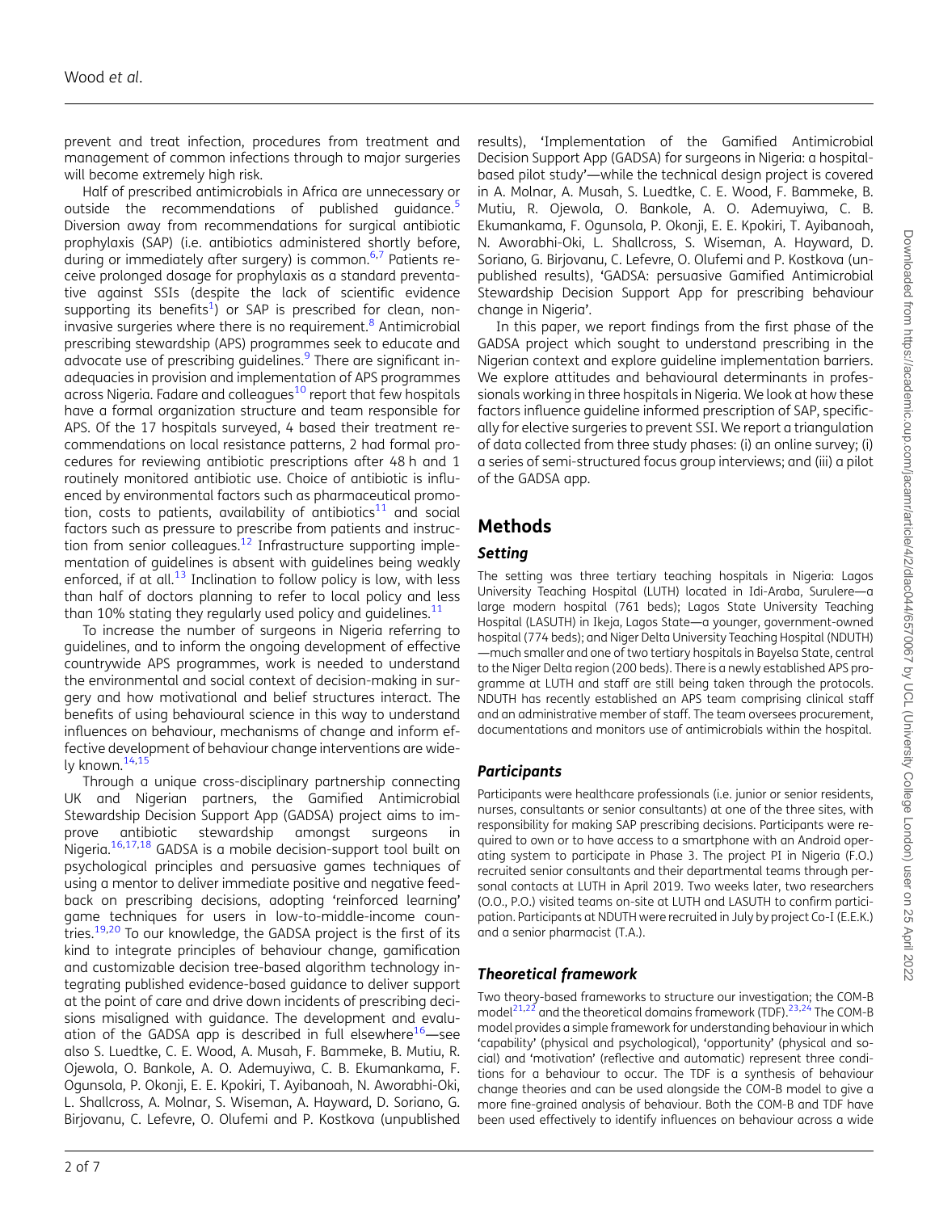prevent and treat infection, procedures from treatment and management of common infections through to major surgeries will become extremely high risk.

Half of prescribed antimicrobials in Africa are unnecessary or outside the recommendations of published guidance.[5] Diversion away from recommendations for surgical antibiotic prophylaxis (SAP) (i.e. antibiotics administered shortly before, during or immediately after surgery) is common.[6,7] Patients receive prolonged dosage for prophylaxis as a standard preventative against SSIs (despite the lack of scientific evidence supporting its benefits[1]) or SAP is prescribed for clean, non-invasive surgeries where there is no requirement.[8] Antimicrobial prescribing stewardship (APS) programmes seek to educate and advocate use of prescribing guidelines.[9] There are significant inadequacies in provision and implementation of APS programmes across Nigeria. Fadare and colleagues[10] report that few hospitals have a formal organization structure and team responsible for APS. Of the 17 hospitals surveyed, 4 based their treatment recommendations on local resistance patterns, 2 had formal procedures for reviewing antibiotic prescriptions after 48 h and 1 routinely monitored antibiotic use. Choice of antibiotic is influenced by environmental factors such as pharmaceutical promotion, costs to patients, availability of antibiotics[11] and social factors such as pressure to prescribe from patients and instruction from senior colleagues.[12] Infrastructure supporting implementation of guidelines is absent with guidelines being weakly enforced, if at all.[13] Inclination to follow policy is low, with less than half of doctors planning to refer to local policy and less than 10% stating they regularly used policy and guidelines.[11]

To increase the number of surgeons in Nigeria referring to guidelines, and to inform the ongoing development of effective countrywide APS programmes, work is needed to understand the environmental and social context of decision-making in surgery and how motivational and belief structures interact. The benefits of using behavioural science in this way to understand influences on behaviour, mechanisms of change and inform effective development of behaviour change interventions are widely known.[14,15]

Through a unique cross-disciplinary partnership connecting UK and Nigerian partners, the Gamified Antimicrobial Stewardship Decision Support App (GADSA) project aims to improve antibiotic stewardship amongst surgeons in Nigeria.[16,17,18] GADSA is a mobile decision-support tool built on psychological principles and persuasive games techniques of using a mentor to deliver immediate positive and negative feedback on prescribing decisions, adopting 'reinforced learning' game techniques for users in low-to-middle-income countries.[19,20] To our knowledge, the GADSA project is the first of its kind to integrate principles of behaviour change, gamification and customizable decision tree-based algorithm technology integrating published evidence-based guidance to deliver support at the point of care and drive down incidents of prescribing decisions misaligned with guidance. The development and evaluation of the GADSA app is described in full elsewhere[16]—see also S. Luedtke, C. E. Wood, A. Musah, F. Bammeke, B. Mutiu, R. Ojewola, O. Bankole, A. O. Ademuyiwa, C. B. Ekumankama, F. Ogunsola, P. Okonji, E. E. Kpokiri, T. Ayibanoah, N. Aworabhi-Oki, L. Shallcross, A. Molnar, S. Wiseman, A. Hayward, D. Soriano, G. Birjovanu, C. Lefevre, O. Olufemi and P. Kostkova (unpublished results), 'Implementation of the Gamified Antimicrobial Decision Support App (GADSA) for surgeons in Nigeria: a hospital-based pilot study'—while the technical design project is covered in A. Molnar, A. Musah, S. Luedtke, C. E. Wood, F. Bammeke, B. Mutiu, R. Ojewola, O. Bankole, A. O. Ademuyiwa, C. B. Ekumankama, F. Ogunsola, P. Okonji, E. E. Kpokiri, T. Ayibanoah, N. Aworabhi-Oki, L. Shallcross, S. Wiseman, A. Hayward, D. Soriano, G. Birjovanu, C. Lefevre, O. Olufemi and P. Kostkova (unpublished results), 'GADSA: persuasive Gamified Antimicrobial Stewardship Decision Support App for prescribing behaviour change in Nigeria'.

In this paper, we report findings from the first phase of the GADSA project which sought to understand prescribing in the Nigerian context and explore guideline implementation barriers. We explore attitudes and behavioural determinants in professionals working in three hospitals in Nigeria. We look at how these factors influence guideline informed prescription of SAP, specifically for elective surgeries to prevent SSI. We report a triangulation of data collected from three study phases: (i) an online survey; (i) a series of semi-structured focus group interviews; and (iii) a pilot of the GADSA app.

## Methods

### Setting

The setting was three tertiary teaching hospitals in Nigeria: Lagos University Teaching Hospital (LUTH) located in Idi-Araba, Surulere—a large modern hospital (761 beds); Lagos State University Teaching Hospital (LASUTH) in Ikeja, Lagos State—a younger, government-owned hospital (774 beds); and Niger Delta University Teaching Hospital (NDUTH)—much smaller and one of two tertiary hospitals in Bayelsa State, central to the Niger Delta region (200 beds). There is a newly established APS programme at LUTH and staff are still being taken through the protocols. NDUTH has recently established an APS team comprising clinical staff and an administrative member of staff. The team oversees procurement, documentations and monitors use of antimicrobials within the hospital.

### Participants

Participants were healthcare professionals (i.e. junior or senior residents, nurses, consultants or senior consultants) at one of the three sites, with responsibility for making SAP prescribing decisions. Participants were required to own or to have access to a smartphone with an Android operating system to participate in Phase 3. The project PI in Nigeria (F.O.) recruited senior consultants and their departmental teams through personal contacts at LUTH in April 2019. Two weeks later, two researchers (O.O., P.O.) visited teams on-site at LUTH and LASUTH to confirm participation. Participants at NDUTH were recruited in July by project Co-I (E.E.K.) and a senior pharmacist (T.A.).

### Theoretical framework

Two theory-based frameworks to structure our investigation; the COM-B model[21,22] and the theoretical domains framework (TDF).[23,24] The COM-B model provides a simple framework for understanding behaviour in which 'capability' (physical and psychological), 'opportunity' (physical and social) and 'motivation' (reflective and automatic) represent three conditions for a behaviour to occur. The TDF is a synthesis of behaviour change theories and can be used alongside the COM-B model to give a more fine-grained analysis of behaviour. Both the COM-B and TDF have been used effectively to identify influences on behaviour across a wide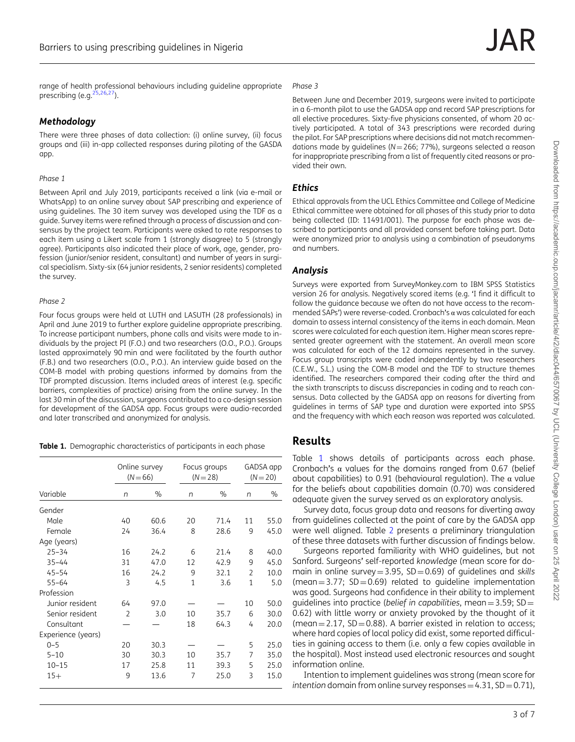range of health professional behaviours including guideline appropriate prescribing (e.g.[25,26,27]).

## Methodology

There were three phases of data collection: (i) online survey, (ii) focus groups and (iii) in-app collected responses during piloting of the GASDA app.

*Phase 1*

Between April and July 2019, participants received a link (via e-mail or WhatsApp) to an online survey about SAP prescribing and experience of using guidelines. The 30 item survey was developed using the TDF as a guide. Survey items were refined through a process of discussion and consensus by the project team. Participants were asked to rate responses to each item using a Likert scale from 1 (strongly disagree) to 5 (strongly agree). Participants also indicated their place of work, age, gender, profession (junior/senior resident, consultant) and number of years in surgical specialism. Sixty-six (64 junior residents, 2 senior residents) completed the survey.

*Phase 2*

Four focus groups were held at LUTH and LASUTH (28 professionals) in April and June 2019 to further explore guideline appropriate prescribing. To increase participant numbers, phone calls and visits were made to individuals by the project PI (F.O.) and two researchers (O.O., P.O.). Groups lasted approximately 90 min and were facilitated by the fourth author (F.B.) and two researchers (O.O., P.O.). An interview guide based on the COM-B model with probing questions informed by domains from the TDF prompted discussion. Items included areas of interest (e.g. specific barriers, complexities of practice) arising from the online survey. In the last 30 min of the discussion, surgeons contributed to a co-design session for development of the GADSA app. Focus groups were audio-recorded and later transcribed and anonymized for analysis.

**Table 1.** Demographic characteristics of participants in each phase

| | Online survey ($N=66$) | | Focus groups ($N=28$) | | GADSA app ($N=20$) | |
|---|---|---|---|---|---|---|
| Variable | *n* | % | *n* | % | *n* | % |
| Gender | | | | | | |
| Male | 40 | 60.6 | 20 | 71.4 | 11 | 55.0 |
| Female | 24 | 36.4 | 8 | 28.6 | 9 | 45.0 |
| Age (years) | | | | | | |
| 25–34 | 16 | 24.2 | 6 | 21.4 | 8 | 40.0 |
| 35–44 | 31 | 47.0 | 12 | 42.9 | 9 | 45.0 |
| 45–54 | 16 | 24.2 | 9 | 32.1 | 2 | 10.0 |
| 55–64 | 3 | 4.5 | 1 | 3.6 | 1 | 5.0 |
| Profession | | | | | | |
| Junior resident | 64 | 97.0 | — | — | 10 | 50.0 |
| Senior resident | 2 | 3.0 | 10 | 35.7 | 6 | 30.0 |
| Consultant | — | — | 18 | 64.3 | 4 | 20.0 |
| Experience (years) | | | | | | |
| 0–5 | 20 | 30.3 | — | — | 5 | 25.0 |
| 5–10 | 30 | 30.3 | 10 | 35.7 | 7 | 35.0 |
| 10–15 | 17 | 25.8 | 11 | 39.3 | 5 | 25.0 |
| 15+ | 9 | 13.6 | 7 | 25.0 | 3 | 15.0 |

*Phase 3*

Between June and December 2019, surgeons were invited to participate in a 6-month pilot to use the GADSA app and record SAP prescriptions for all elective procedures. Sixty-five physicians consented, of whom 20 actively participated. A total of 343 prescriptions were recorded during the pilot. For SAP prescriptions where decisions did not match recommendations made by guidelines ($N=266$; 77%), surgeons selected a reason for inappropriate prescribing from a list of frequently cited reasons or provided their own.

## Ethics

Ethical approvals from the UCL Ethics Committee and College of Medicine Ethical committee were obtained for all phases of this study prior to data being collected (ID: 11491/001). The purpose for each phase was described to participants and all provided consent before taking part. Data were anonymized prior to analysis using a combination of pseudonyms and numbers.

## Analysis

Surveys were exported from SurveyMonkey.com to IBM SPSS Statistics version 26 for analysis. Negatively scored items (e.g. 'I find it difficult to follow the guidance because we often do not have access to the recommended SAPs') were reverse-coded. Cronbach's α was calculated for each domain to assess internal consistency of the items in each domain. Mean scores were calculated for each question item. Higher mean scores represented greater agreement with the statement. An overall mean score was calculated for each of the 12 domains represented in the survey. Focus group transcripts were coded independently by two researchers (C.E.W., S.L.) using the COM-B model and the TDF to structure themes identified. The researchers compared their coding after the third and the sixth transcripts to discuss discrepancies in coding and to reach consensus. Data collected by the GADSA app on reasons for diverting from guidelines in terms of SAP type and duration were exported into SPSS and the frequency with which each reason was reported was calculated.

# Results

Table 1 shows details of participants across each phase. Cronbach's α values for the domains ranged from 0.67 (belief about capabilities) to 0.91 (behavioural regulation). The α value for the beliefs about capabilities domain (0.70) was considered adequate given the survey served as an exploratory analysis.

Survey data, focus group data and reasons for diverting away from guidelines collected at the point of care by the GADSA app were well aligned. Table 2 presents a preliminary triangulation of these three datasets with further discussion of findings below.

Surgeons reported familiarity with WHO guidelines, but not Sanford. Surgeons' self-reported *knowledge* (mean score for domain in online survey $=3.95$, $SD=0.69$) of guidelines and *skills* ($mean=3.77$; $SD=0.69$) related to guideline implementation was good. Surgeons had confidence in their ability to implement guidelines into practice (*belief in capabilities*, $mean=3.59$; $SD=0.62$) with little worry or anxiety provoked by the thought of it ($mean=2.17$, $SD=0.88$). A barrier existed in relation to access; where hard copies of local policy did exist, some reported difficulties in gaining access to them (i.e. only a few copies available in the hospital). Most instead used electronic resources and sought information online.

Intention to implement guidelines was strong (mean score for *intention* domain from online survey responses $=4.31$, $SD=0.71$),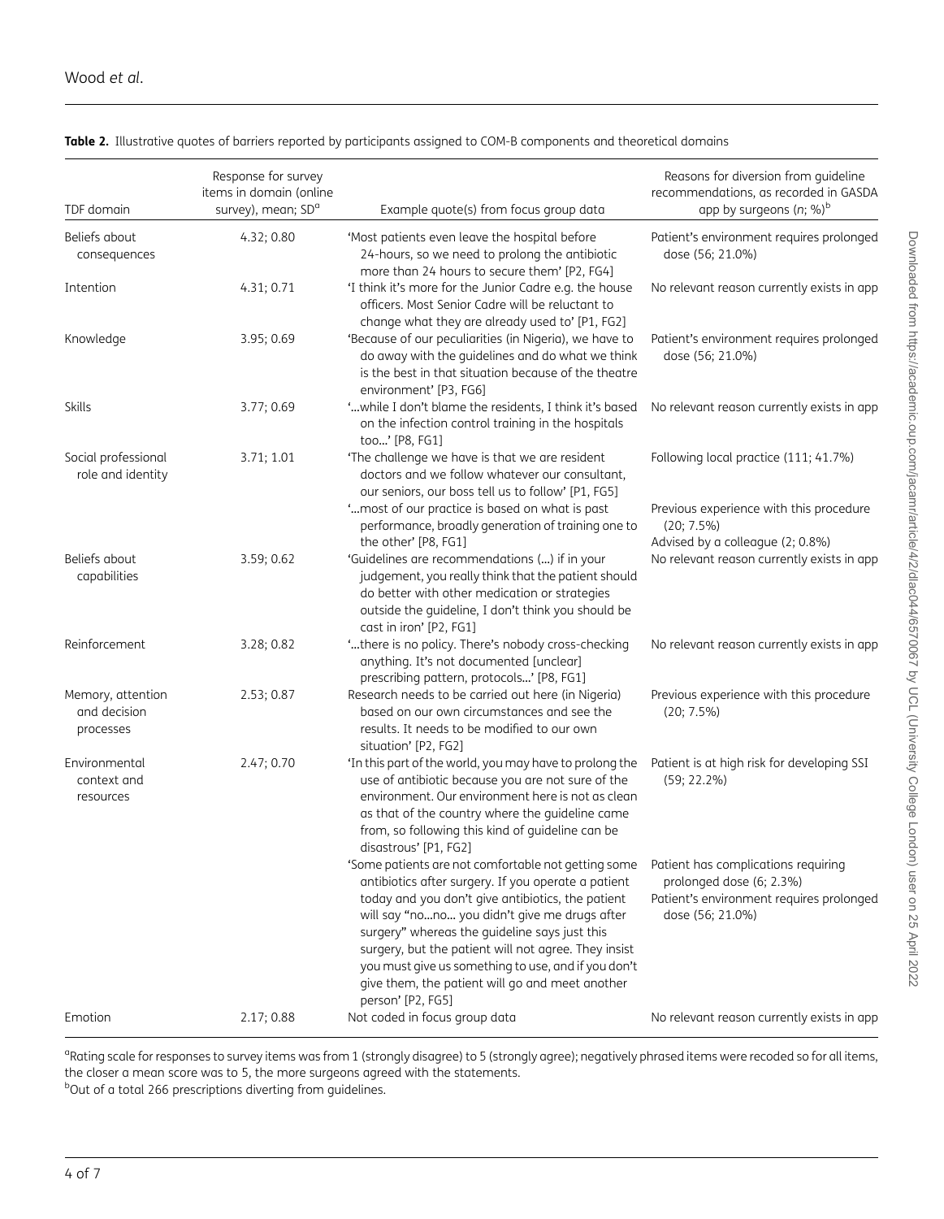**Table 2.** Illustrative quotes of barriers reported by participants assigned to COM-B components and theoretical domains

| TDF domain | Response for survey items in domain (online survey), mean; SD[a] | Example quote(s) from focus group data | Reasons for diversion from guideline recommendations, as recorded in GASDA app by surgeons (n; %)[b] |
|---|---|---|---|
| Beliefs about consequences | 4.32; 0.80 | 'Most patients even leave the hospital before 24-hours, so we need to prolong the antibiotic more than 24 hours to secure them' [P2, FG4] | Patient's environment requires prolonged dose (56; 21.0%) |
| Intention | 4.31; 0.71 | 'I think it's more for the Junior Cadre e.g. the house officers. Most Senior Cadre will be reluctant to change what they are already used to' [P1, FG2] | No relevant reason currently exists in app |
| Knowledge | 3.95; 0.69 | 'Because of our peculiarities (in Nigeria), we have to do away with the guidelines and do what we think is the best in that situation because of the theatre environment' [P3, FG6] | Patient's environment requires prolonged dose (56; 21.0%) |
| Skills | 3.77; 0.69 | '…while I don't blame the residents, I think it's based on the infection control training in the hospitals too…' [P8, FG1] | No relevant reason currently exists in app |
| Social professional role and identity | 3.71; 1.01 | 'The challenge we have is that we are resident doctors and we follow whatever our consultant, our seniors, our boss tell us to follow' [P1, FG5] | Following local practice (111; 41.7%) |
| | | '…most of our practice is based on what is past performance, broadly generation of training one to the other' [P8, FG1] | Previous experience with this procedure (20; 7.5%) Advised by a colleague (2; 0.8%) |
| Beliefs about capabilities | 3.59; 0.62 | 'Guidelines are recommendations (…) if in your judgement, you really think that the patient should do better with other medication or strategies outside the guideline, I don't think you should be cast in iron' [P2, FG1] | No relevant reason currently exists in app |
| Reinforcement | 3.28; 0.82 | '…there is no policy. There's nobody cross-checking anything. It's not documented [unclear] prescribing pattern, protocols…' [P8, FG1] | No relevant reason currently exists in app |
| Memory, attention and decision processes | 2.53; 0.87 | Research needs to be carried out here (in Nigeria) based on our own circumstances and see the results. It needs to be modified to our own situation' [P2, FG2] | Previous experience with this procedure (20; 7.5%) |
| Environmental context and resources | 2.47; 0.70 | 'In this part of the world, you may have to prolong the use of antibiotic because you are not sure of the environment. Our environment here is not as clean as that of the country where the guideline came from, so following this kind of guideline can be disastrous' [P1, FG2] | Patient is at high risk for developing SSI (59; 22.2%) |
| | | 'Some patients are not comfortable not getting some antibiotics after surgery. If you operate a patient today and you don't give antibiotics, the patient will say "no…no… you didn't give me drugs after surgery" whereas the guideline says just this surgery, but the patient will not agree. They insist you must give us something to use, and if you don't give them, the patient will go and meet another person' [P2, FG5] | Patient has complications requiring prolonged dose (6; 2.3%) Patient's environment requires prolonged dose (56; 21.0%) |
| Emotion | 2.17; 0.88 | Not coded in focus group data | No relevant reason currently exists in app |

[a]Rating scale for responses to survey items was from 1 (strongly disagree) to 5 (strongly agree); negatively phrased items were recoded so for all items, the closer a mean score was to 5, the more surgeons agreed with the statements.
[b]Out of a total 266 prescriptions diverting from guidelines.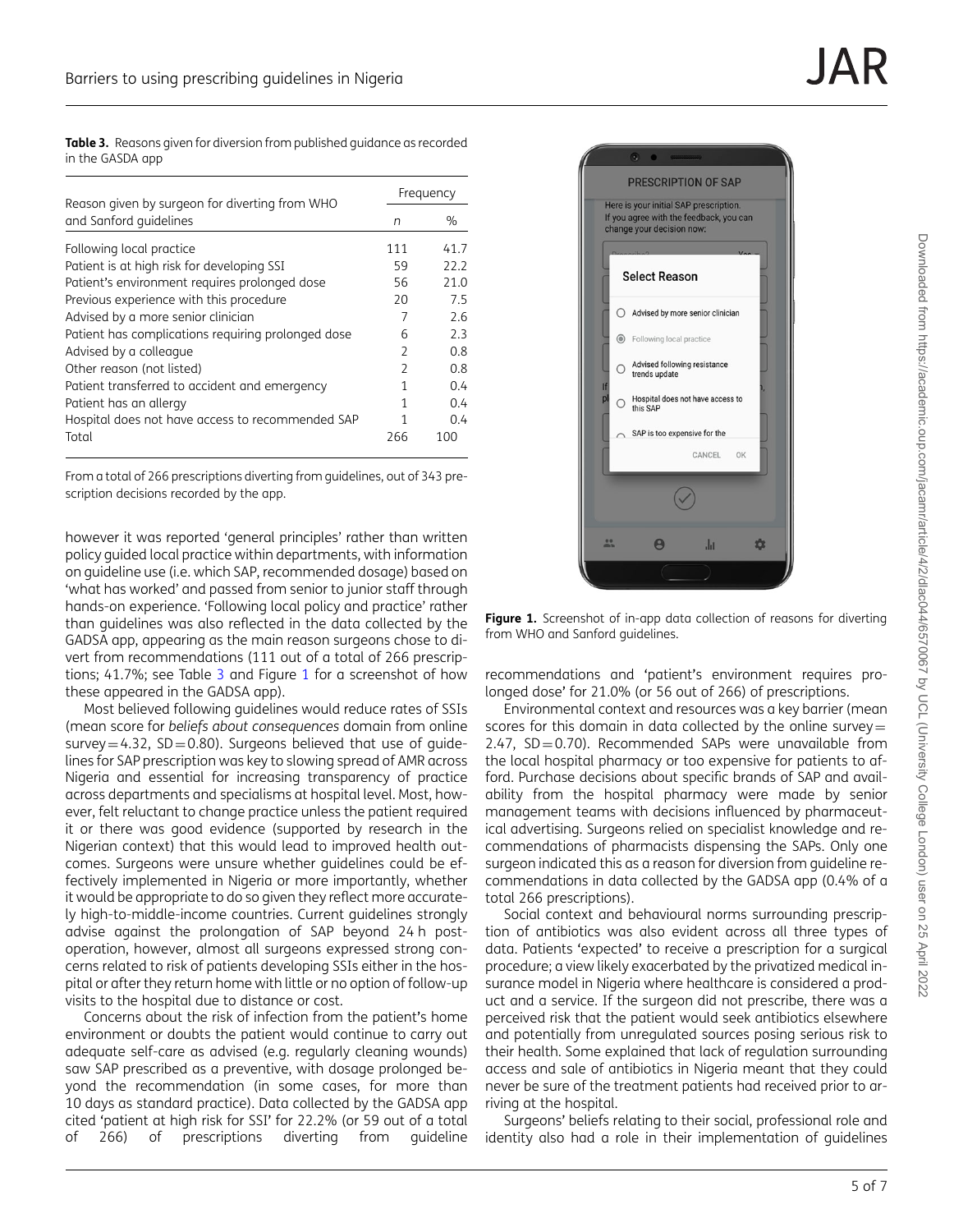**Table 3.** Reasons given for diversion from published guidance as recorded in the GASDA app

| Reason given by surgeon for diverting from WHO and Sanford guidelines | Frequency | |
|---|---|---|
| | *n* | % |
| Following local practice | 111 | 41.7 |
| Patient is at high risk for developing SSI | 59 | 22.2 |
| Patient's environment requires prolonged dose | 56 | 21.0 |
| Previous experience with this procedure | 20 | 7.5 |
| Advised by a more senior clinician | 7 | 2.6 |
| Patient has complications requiring prolonged dose | 6 | 2.3 |
| Advised by a colleague | 2 | 0.8 |
| Other reason (not listed) | 2 | 0.8 |
| Patient transferred to accident and emergency | 1 | 0.4 |
| Patient has an allergy | 1 | 0.4 |
| Hospital does not have access to recommended SAP | 1 | 0.4 |
| Total | 266 | 100 |

From a total of 266 prescriptions diverting from guidelines, out of 343 prescription decisions recorded by the app.

however it was reported 'general principles' rather than written policy guided local practice within departments, with information on guideline use (i.e. which SAP, recommended dosage) based on 'what has worked' and passed from senior to junior staff through hands-on experience. 'Following local policy and practice' rather than guidelines was also reflected in the data collected by the GADSA app, appearing as the main reason surgeons chose to divert from recommendations (111 out of a total of 266 prescriptions; 41.7%; see Table 3 and Figure 1 for a screenshot of how these appeared in the GADSA app).

Most believed following guidelines would reduce rates of SSIs (mean score for *beliefs about consequences* domain from online survey = 4.32, SD = 0.80). Surgeons believed that use of guidelines for SAP prescription was key to slowing spread of AMR across Nigeria and essential for increasing transparency of practice across departments and specialisms at hospital level. Most, however, felt reluctant to change practice unless the patient required it or there was good evidence (supported by research in the Nigerian context) that this would lead to improved health outcomes. Surgeons were unsure whether guidelines could be effectively implemented in Nigeria or more importantly, whether it would be appropriate to do so given they reflect more accurately high-to-middle-income countries. Current guidelines strongly advise against the prolongation of SAP beyond 24 h post-operation, however, almost all surgeons expressed strong concerns related to risk of patients developing SSIs either in the hospital or after they return home with little or no option of follow-up visits to the hospital due to distance or cost.

Concerns about the risk of infection from the patient's home environment or doubts the patient would continue to carry out adequate self-care as advised (e.g. regularly cleaning wounds) saw SAP prescribed as a preventive, with dosage prolonged beyond the recommendation (in some cases, for more than 10 days as standard practice). Data collected by the GADSA app cited 'patient at high risk for SSI' for 22.2% (or 59 out of a total of 266) of prescriptions diverting from guideline recommendations and 'patient's environment requires prolonged dose' for 21.0% (or 56 out of 266) of prescriptions.

Figure 1. Screenshot of in-app data collection of reasons for diverting from WHO and Sanford guidelines.

Environmental context and resources was a key barrier (mean scores for this domain in data collected by the online survey = 2.47, SD = 0.70). Recommended SAPs were unavailable from the local hospital pharmacy or too expensive for patients to afford. Purchase decisions about specific brands of SAP and availability from the hospital pharmacy were made by senior management teams with decisions influenced by pharmaceutical advertising. Surgeons relied on specialist knowledge and recommendations of pharmacists dispensing the SAPs. Only one surgeon indicated this as a reason for diversion from guideline recommendations in data collected by the GADSA app (0.4% of a total 266 prescriptions).

Social context and behavioural norms surrounding prescription of antibiotics was also evident across all three types of data. Patients 'expected' to receive a prescription for a surgical procedure; a view likely exacerbated by the privatized medical insurance model in Nigeria where healthcare is considered a product and a service. If the surgeon did not prescribe, there was a perceived risk that the patient would seek antibiotics elsewhere and potentially from unregulated sources posing serious risk to their health. Some explained that lack of regulation surrounding access and sale of antibiotics in Nigeria meant that they could never be sure of the treatment patients had received prior to arriving at the hospital.

Surgeons' beliefs relating to their social, professional role and identity also had a role in their implementation of guidelines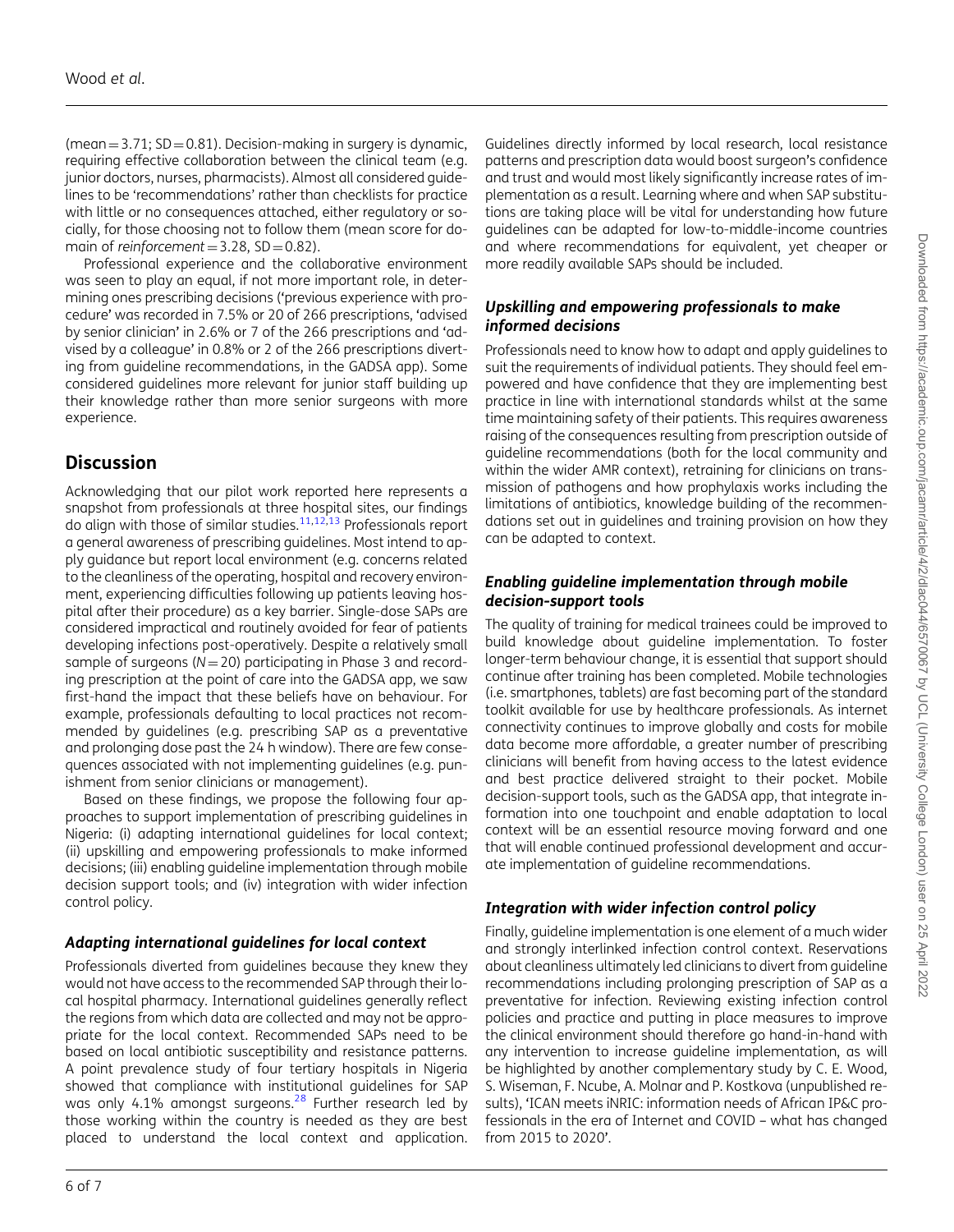(mean = 3.71; SD = 0.81). Decision-making in surgery is dynamic, requiring effective collaboration between the clinical team (e.g. junior doctors, nurses, pharmacists). Almost all considered guidelines to be 'recommendations' rather than checklists for practice with little or no consequences attached, either regulatory or socially, for those choosing not to follow them (mean score for domain of *reinforcement* = 3.28, SD = 0.82).

Professional experience and the collaborative environment was seen to play an equal, if not more important role, in determining ones prescribing decisions ('previous experience with procedure' was recorded in 7.5% or 20 of 266 prescriptions, 'advised by senior clinician' in 2.6% or 7 of the 266 prescriptions and 'advised by a colleague' in 0.8% or 2 of the 266 prescriptions diverting from guideline recommendations, in the GADSA app). Some considered guidelines more relevant for junior staff building up their knowledge rather than more senior surgeons with more experience.

## Discussion

Acknowledging that our pilot work reported here represents a snapshot from professionals at three hospital sites, our findings do align with those of similar studies.[11,12,13] Professionals report a general awareness of prescribing guidelines. Most intend to apply guidance but report local environment (e.g. concerns related to the cleanliness of the operating, hospital and recovery environment, experiencing difficulties following up patients leaving hospital after their procedure) as a key barrier. Single-dose SAPs are considered impractical and routinely avoided for fear of patients developing infections post-operatively. Despite a relatively small sample of surgeons ($N = 20$) participating in Phase 3 and recording prescription at the point of care into the GADSA app, we saw first-hand the impact that these beliefs have on behaviour. For example, professionals defaulting to local practices not recommended by guidelines (e.g. prescribing SAP as a preventative and prolonging dose past the 24 h window). There are few consequences associated with not implementing guidelines (e.g. punishment from senior clinicians or management).

Based on these findings, we propose the following four approaches to support implementation of prescribing guidelines in Nigeria: (i) adapting international guidelines for local context; (ii) upskilling and empowering professionals to make informed decisions; (iii) enabling guideline implementation through mobile decision support tools; and (iv) integration with wider infection control policy.

### *Adapting international guidelines for local context*

Professionals diverted from guidelines because they knew they would not have access to the recommended SAP through their local hospital pharmacy. International guidelines generally reflect the regions from which data are collected and may not be appropriate for the local context. Recommended SAPs need to be based on local antibiotic susceptibility and resistance patterns. A point prevalence study of four tertiary hospitals in Nigeria showed that compliance with institutional guidelines for SAP was only 4.1% amongst surgeons.[28] Further research led by those working within the country is needed as they are best placed to understand the local context and application. Guidelines directly informed by local research, local resistance patterns and prescription data would boost surgeon's confidence and trust and would most likely significantly increase rates of implementation as a result. Learning where and when SAP substitutions are taking place will be vital for understanding how future guidelines can be adapted for low-to-middle-income countries and where recommendations for equivalent, yet cheaper or more readily available SAPs should be included.

### *Upskilling and empowering professionals to make informed decisions*

Professionals need to know how to adapt and apply guidelines to suit the requirements of individual patients. They should feel empowered and have confidence that they are implementing best practice in line with international standards whilst at the same time maintaining safety of their patients. This requires awareness raising of the consequences resulting from prescription outside of guideline recommendations (both for the local community and within the wider AMR context), retraining for clinicians on transmission of pathogens and how prophylaxis works including the limitations of antibiotics, knowledge building of the recommendations set out in guidelines and training provision on how they can be adapted to context.

### *Enabling guideline implementation through mobile decision-support tools*

The quality of training for medical trainees could be improved to build knowledge about guideline implementation. To foster longer-term behaviour change, it is essential that support should continue after training has been completed. Mobile technologies (i.e. smartphones, tablets) are fast becoming part of the standard toolkit available for use by healthcare professionals. As internet connectivity continues to improve globally and costs for mobile data become more affordable, a greater number of prescribing clinicians will benefit from having access to the latest evidence and best practice delivered straight to their pocket. Mobile decision-support tools, such as the GADSA app, that integrate information into one touchpoint and enable adaptation to local context will be an essential resource moving forward and one that will enable continued professional development and accurate implementation of guideline recommendations.

### *Integration with wider infection control policy*

Finally, guideline implementation is one element of a much wider and strongly interlinked infection control context. Reservations about cleanliness ultimately led clinicians to divert from guideline recommendations including prolonging prescription of SAP as a preventative for infection. Reviewing existing infection control policies and practice and putting in place measures to improve the clinical environment should therefore go hand-in-hand with any intervention to increase guideline implementation, as will be highlighted by another complementary study by C. E. Wood, S. Wiseman, F. Ncube, A. Molnar and P. Kostkova (unpublished results), 'ICAN meets iNRIC: information needs of African IP&C professionals in the era of Internet and COVID – what has changed from 2015 to 2020'.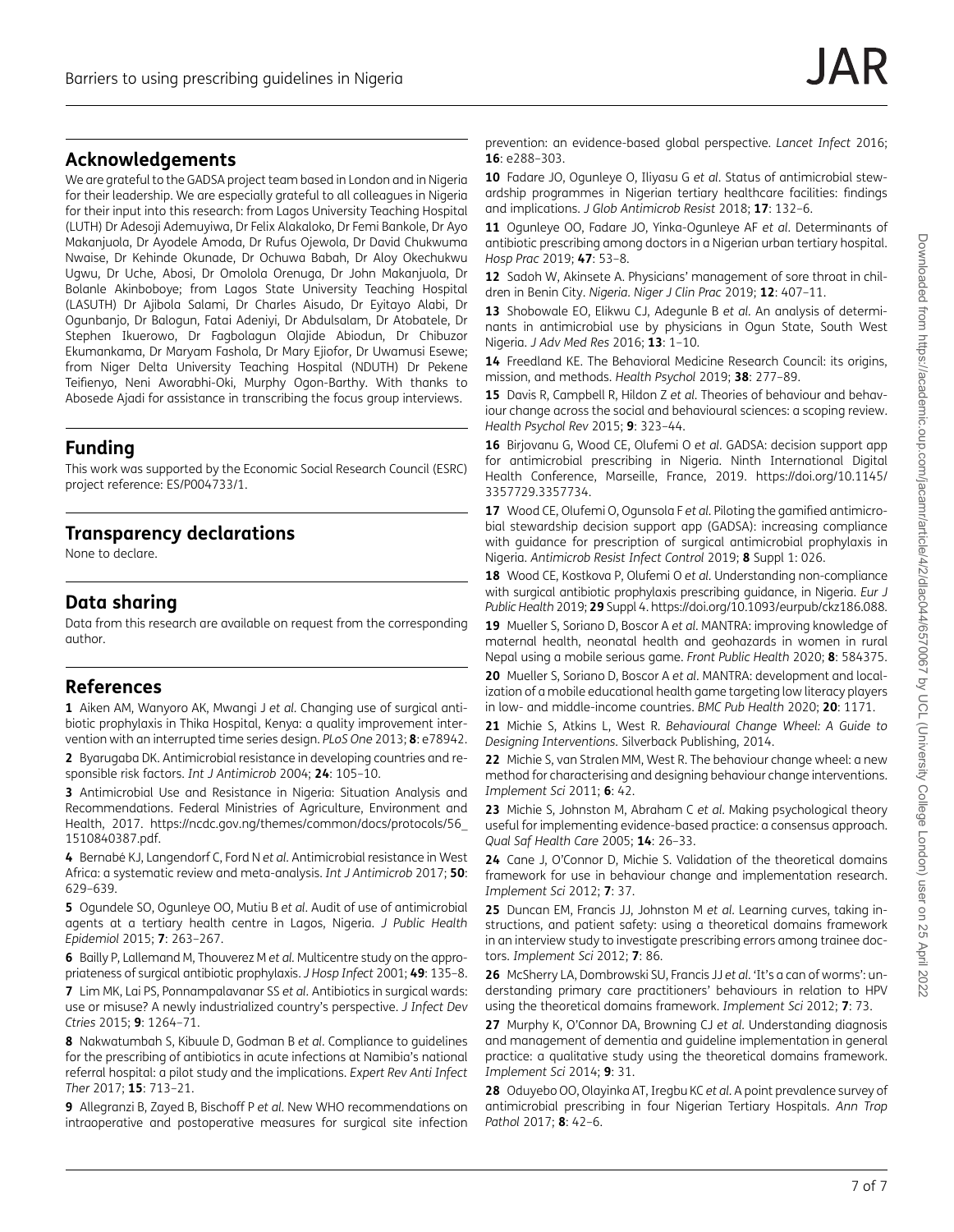## Acknowledgements

We are grateful to the GADSA project team based in London and in Nigeria for their leadership. We are especially grateful to all colleagues in Nigeria for their input into this research: from Lagos University Teaching Hospital (LUTH) Dr Adesoji Ademuyiwa, Dr Felix Alakaloko, Dr Femi Bankole, Dr Ayo Makanjuola, Dr Ayodele Amoda, Dr Rufus Ojewola, Dr David Chukwuma Nwaise, Dr Kehinde Okunade, Dr Ochuwa Babah, Dr Aloy Okechukwu Ugwu, Dr Uche, Abosi, Dr Omolola Orenuga, Dr John Makanjuola, Dr Bolanle Akinboboye; from Lagos State University Teaching Hospital (LASUTH) Dr Ajibola Salami, Dr Charles Aisudo, Dr Eyitayo Alabi, Dr Ogunbanjo, Dr Balogun, Fatai Adeniyi, Dr Abdulsalam, Dr Atobatele, Dr Stephen Ikuerowo, Dr Fagbolagun Olajide Abiodun, Dr Chibuzor Ekumankama, Dr Maryam Fashola, Dr Mary Ejiofor, Dr Uwamusi Esewe; from Niger Delta University Teaching Hospital (NDUTH) Dr Pekene Teifienyo, Neni Aworabhi-Oki, Murphy Ogon-Barthy. With thanks to Abosede Ajadi for assistance in transcribing the focus group interviews.

## Funding

This work was supported by the Economic Social Research Council (ESRC) project reference: ES/P004733/1.

## Transparency declarations

None to declare.

## Data sharing

Data from this research are available on request from the corresponding author.

## References

**1** Aiken AM, Wanyoro AK, Mwangi J *et al.* Changing use of surgical antibiotic prophylaxis in Thika Hospital, Kenya: a quality improvement intervention with an interrupted time series design. *PLoS One* 2013; **8**: e78942.

**2** Byarugaba DK. Antimicrobial resistance in developing countries and responsible risk factors. *Int J Antimicrob* 2004; **24**: 105–10.

**3** Antimicrobial Use and Resistance in Nigeria: Situation Analysis and Recommendations. Federal Ministries of Agriculture, Environment and Health, 2017. https://ncdc.gov.ng/themes/common/docs/protocols/56_1510840387.pdf.

**4** Bernabé KJ, Langendorf C, Ford N *et al.* Antimicrobial resistance in West Africa: a systematic review and meta-analysis. *Int J Antimicrob* 2017; **50**: 629–639.

**5** Ogundele SO, Ogunleye OO, Mutiu B *et al.* Audit of use of antimicrobial agents at a tertiary health centre in Lagos, Nigeria. *J Public Health Epidemiol* 2015; **7**: 263–267.

**6** Bailly P, Lallemand M, Thouverez M *et al.* Multicentre study on the appropriateness of surgical antibiotic prophylaxis. *J Hosp Infect* 2001; **49**: 135–8.

**7** Lim MK, Lai PS, Ponnampalavanar SS *et al.* Antibiotics in surgical wards: use or misuse? A newly industrialized country's perspective. *J Infect Dev Ctries* 2015; **9**: 1264–71.

**8** Nakwatumbah S, Kibuule D, Godman B *et al.* Compliance to guidelines for the prescribing of antibiotics in acute infections at Namibia's national referral hospital: a pilot study and the implications. *Expert Rev Anti Infect Ther* 2017; **15**: 713–21.

**9** Allegranzi B, Zayed B, Bischoff P *et al.* New WHO recommendations on intraoperative and postoperative measures for surgical site infection prevention: an evidence-based global perspective. *Lancet Infect* 2016; **16**: e288–303.

**10** Fadare JO, Ogunleye O, Iliyasu G *et al.* Status of antimicrobial stewardship programmes in Nigerian tertiary healthcare facilities: findings and implications. *J Glob Antimicrob Resist* 2018; **17**: 132–6.

**11** Ogunleye OO, Fadare JO, Yinka-Ogunleye AF *et al.* Determinants of antibiotic prescribing among doctors in a Nigerian urban tertiary hospital. *Hosp Prac* 2019; **47**: 53–8.

**12** Sadoh W, Akinsete A. Physicians' management of sore throat in children in Benin City. *Nigeria. Niger J Clin Prac* 2019; **12**: 407–11.

**13** Shobowale EO, Elikwu CJ, Adegunle B *et al.* An analysis of determinants in antimicrobial use by physicians in Ogun State, South West Nigeria. *J Adv Med Res* 2016; **13**: 1–10.

**14** Freedland KE. The Behavioral Medicine Research Council: its origins, mission, and methods. *Health Psychol* 2019; **38**: 277–89.

**15** Davis R, Campbell R, Hildon Z *et al.* Theories of behaviour and behaviour change across the social and behavioural sciences: a scoping review. *Health Psychol Rev* 2015; **9**: 323–44.

**16** Birjovanu G, Wood CE, Olufemi O *et al.* GADSA: decision support app for antimicrobial prescribing in Nigeria. Ninth International Digital Health Conference, Marseille, France, 2019. https://doi.org/10.1145/3357729.3357734.

**17** Wood CE, Olufemi O, Ogunsola F *et al.* Piloting the gamified antimicrobial stewardship decision support app (GADSA): increasing compliance with guidance for prescription of surgical antimicrobial prophylaxis in Nigeria. *Antimicrob Resist Infect Control* 2019; **8** Suppl 1: 026.

**18** Wood CE, Kostkova P, Olufemi O *et al.* Understanding non-compliance with surgical antibiotic prophylaxis prescribing guidance, in Nigeria. *Eur J Public Health* 2019; **29** Suppl 4. https://doi.org/10.1093/eurpub/ckz186.088.

**19** Mueller S, Soriano D, Boscor A *et al.* MANTRA: improving knowledge of maternal health, neonatal health and geohazards in women in rural Nepal using a mobile serious game. *Front Public Health* 2020; **8**: 584375.

**20** Mueller S, Soriano D, Boscor A *et al.* MANTRA: development and localization of a mobile educational health game targeting low literacy players in low- and middle-income countries. *BMC Pub Health* 2020; **20**: 1171.

**21** Michie S, Atkins L, West R. *Behavioural Change Wheel: A Guide to Designing Interventions*. Silverback Publishing, 2014.

**22** Michie S, van Stralen MM, West R. The behaviour change wheel: a new method for characterising and designing behaviour change interventions. *Implement Sci* 2011; **6**: 42.

**23** Michie S, Johnston M, Abraham C *et al.* Making psychological theory useful for implementing evidence-based practice: a consensus approach. *Qual Saf Health Care* 2005; **14**: 26–33.

**24** Cane J, O'Connor D, Michie S. Validation of the theoretical domains framework for use in behaviour change and implementation research. *Implement Sci* 2012; **7**: 37.

**25** Duncan EM, Francis JJ, Johnston M *et al.* Learning curves, taking instructions, and patient safety: using a theoretical domains framework in an interview study to investigate prescribing errors among trainee doctors. *Implement Sci* 2012; **7**: 86.

**26** McSherry LA, Dombrowski SU, Francis JJ *et al.* 'It's a can of worms': understanding primary care practitioners' behaviours in relation to HPV using the theoretical domains framework. *Implement Sci* 2012; **7**: 73.

**27** Murphy K, O'Connor DA, Browning CJ *et al.* Understanding diagnosis and management of dementia and guideline implementation in general practice: a qualitative study using the theoretical domains framework. *Implement Sci* 2014; **9**: 31.

**28** Oduyebo OO, Olayinka AT, Iregbu KC *et al.* A point prevalence survey of antimicrobial prescribing in four Nigerian Tertiary Hospitals. *Ann Trop Pathol* 2017; **8**: 42–6.